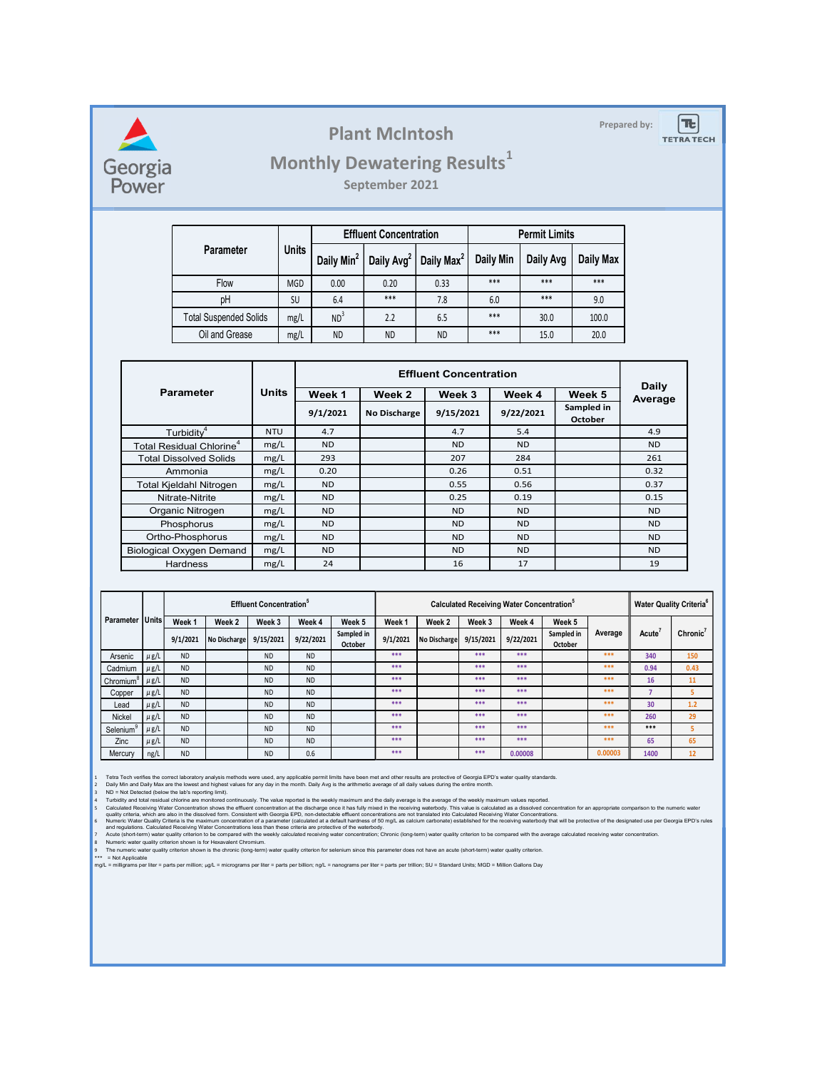Georgia Power

# Plant McIntosh

## Monthly Dewatering Results[1]

### September 2021

Prepared by: TETRA TECH

| Parameter | Units | Effluent Concentration | | | Permit Limits | | |
|---|---|---|---|---|---|---|---|
| | | Daily Min[2] | Daily Avg[2] | Daily Max[2] | Daily Min | Daily Avg | Daily Max |
| Flow | MGD | 0.00 | 0.20 | 0.33 | *** | *** | *** |
| pH | SU | 6.4 | *** | 7.8 | 6.0 | *** | 9.0 |
| Total Suspended Solids | mg/L | ND[3] | 2.2 | 6.5 | *** | 30.0 | 100.0 |
| Oil and Grease | mg/L | ND | ND | ND | *** | 15.0 | 20.0 |

| Parameter | Units | Effluent Concentration | | | | | Daily Average |
|---|---|---|---|---|---|---|---|
| | | Week 1 | Week 2 | Week 3 | Week 4 | Week 5 | |
| | | 9/1/2021 | No Discharge | 9/15/2021 | 9/22/2021 | Sampled in October | |
| Turbidity[4] | NTU | 4.7 | | 4.7 | 5.4 | | 4.9 |
| Total Residual Chlorine[4] | mg/L | ND | | ND | ND | | ND |
| Total Dissolved Solids | mg/L | 293 | | 207 | 284 | | 261 |
| Ammonia | mg/L | 0.20 | | 0.26 | 0.51 | | 0.32 |
| Total Kjeldahl Nitrogen | mg/L | ND | | 0.55 | 0.56 | | 0.37 |
| Nitrate-Nitrite | mg/L | ND | | 0.25 | 0.19 | | 0.15 |
| Organic Nitrogen | mg/L | ND | | ND | ND | | ND |
| Phosphorus | mg/L | ND | | ND | ND | | ND |
| Ortho-Phosphorus | mg/L | ND | | ND | ND | | ND |
| Biological Oxygen Demand | mg/L | ND | | ND | ND | | ND |
| Hardness | mg/L | 24 | | 16 | 17 | | 19 |

| Parameter | Units | Effluent Concentration[5] | | | | | Calculated Receiving Water Concentration[5] | | | | | | Water Quality Criteria[6] | |
|---|---|---|---|---|---|---|---|---|---|---|---|---|---|---|
| | | Week 1 | Week 2 | Week 3 | Week 4 | Week 5 | Week 1 | Week 2 | Week 3 | Week 4 | Week 5 | Average | Acute[7] | Chronic[7] |
| | | 9/1/2021 | No Discharge | 9/15/2021 | 9/22/2021 | Sampled in October | 9/1/2021 | No Discharge | 9/15/2021 | 9/22/2021 | Sampled in October | | | |
| Arsenic | μg/L | ND | | ND | ND | | *** | | *** | *** | | *** | 340 | 150 |
| Cadmium | μg/L | ND | | ND | ND | | *** | | *** | *** | | *** | 0.94 | 0.43 |
| Chromium[8] | μg/L | ND | | ND | ND | | *** | | *** | *** | | *** | 16 | 11 |
| Copper | μg/L | ND | | ND | ND | | *** | | *** | *** | | *** | 7 | 5 |
| Lead | μg/L | ND | | ND | ND | | *** | | *** | *** | | *** | 30 | 1.2 |
| Nickel | μg/L | ND | | ND | ND | | *** | | *** | *** | | *** | 260 | 29 |
| Selenium[9] | μg/L | ND | | ND | ND | | *** | | *** | *** | | *** | *** | 5 |
| Zinc | μg/L | ND | | ND | ND | | *** | | *** | *** | | *** | 65 | 65 |
| Mercury | ng/L | ND | | ND | 0.6 | | *** | | *** | 0.00008 | | 0.00003 | 1400 | 12 |

1 Tetra Tech verifies the correct laboratory analysis methods were used, any applicable permit limits have been met and other results are protective of Georgia EPD's water quality standards.
2 Daily Min and Daily Max are the lowest and highest values for any day in the month. Daily Avg is the arithmetic average of all daily values during the entire month.
3 ND = Not Detected (below the lab's reporting limit).
4 Turbidity and total residual chlorine are monitored continuously. The value reported is the weekly maximum and the daily average is the average of the weekly maximum values reported.
5 Calculated Receiving Water Concentration shows the effluent concentration at the discharge once it has fully mixed in the receiving waterbody. This value is calculated as a dissolved concentration for an appropriate comparison to the numeric water quality criteria, which are also in the dissolved form. Consistent with Georgia EPD, non-detectable effluent concentrations are not translated into Calculated Receiving Water Concentrations.
6 Numeric Water Quality Criteria is the maximum concentration of a parameter (calculated at a default hardness of 50 mg/L as calcium carbonate) established for the receiving waterbody that will be protective of the designated use per Georgia EPD's rules and regulations. Calculated Receiving Water Concentrations less than these criteria are protective of the waterbody.
7 Acute (short-term) water quality criterion to be compared with the weekly calculated receiving water concentration; Chronic (long-term) water quality criterion to be compared with the average calculated receiving water concentration.
8 Numeric water quality criterion shown is for Hexavalent Chromium.
9 The numeric water quality criterion shown is the chronic (long-term) water quality criterion for selenium since this parameter does not have an acute (short-term) water quality criterion.
*** = Not Applicable
mg/L = milligrams per liter = parts per million; μg/L = micrograms per liter = parts per billion; ng/L = nanograms per liter = parts per trillion; SU = Standard Units; MGD = Million Gallons Day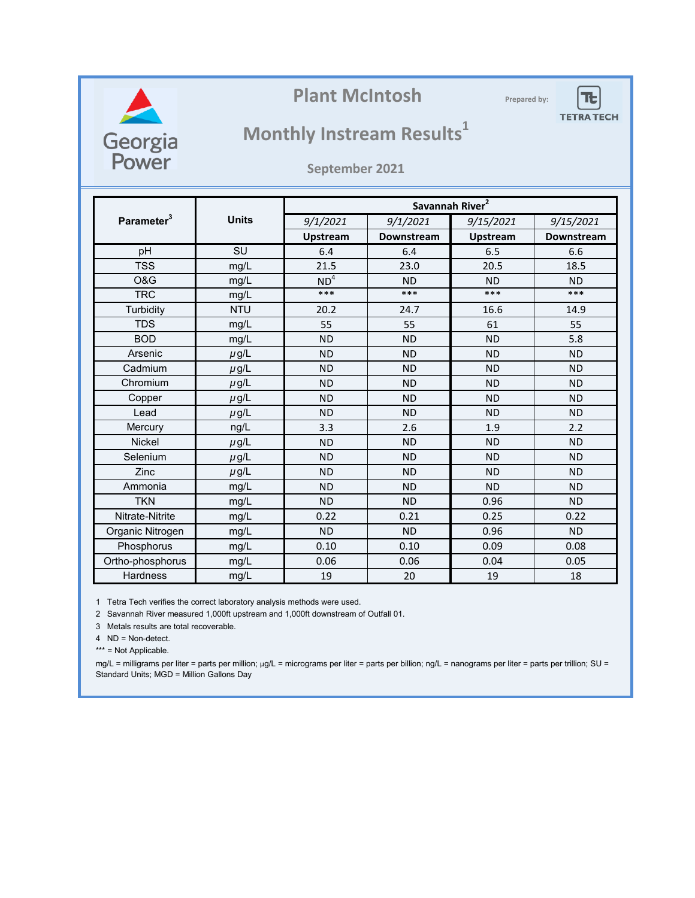Georgia Power

# Plant McIntosh

Prepared by: TETRA TECH

## Monthly Instream Results[1]

### September 2021

| Parameter[3] | Units | Savannah River[2] | | | |
|---|---|---|---|---|---|
| | | *9/1/2021* | *9/1/2021* | *9/15/2021* | *9/15/2021* |
| | | **Upstream** | **Downstream** | **Upstream** | **Downstream** |
| pH | SU | 6.4 | 6.4 | 6.5 | 6.6 |
| TSS | mg/L | 21.5 | 23.0 | 20.5 | 18.5 |
| O&G | mg/L | ND[4] | ND | ND | ND |
| TRC | mg/L | *** | *** | *** | *** |
| Turbidity | NTU | 20.2 | 24.7 | 16.6 | 14.9 |
| TDS | mg/L | 55 | 55 | 61 | 55 |
| BOD | mg/L | ND | ND | ND | 5.8 |
| Arsenic | µg/L | ND | ND | ND | ND |
| Cadmium | µg/L | ND | ND | ND | ND |
| Chromium | µg/L | ND | ND | ND | ND |
| Copper | µg/L | ND | ND | ND | ND |
| Lead | µg/L | ND | ND | ND | ND |
| Mercury | ng/L | 3.3 | 2.6 | 1.9 | 2.2 |
| Nickel | µg/L | ND | ND | ND | ND |
| Selenium | µg/L | ND | ND | ND | ND |
| Zinc | µg/L | ND | ND | ND | ND |
| Ammonia | mg/L | ND | ND | ND | ND |
| TKN | mg/L | ND | ND | 0.96 | ND |
| Nitrate-Nitrite | mg/L | 0.22 | 0.21 | 0.25 | 0.22 |
| Organic Nitrogen | mg/L | ND | ND | 0.96 | ND |
| Phosphorus | mg/L | 0.10 | 0.10 | 0.09 | 0.08 |
| Ortho-phosphorus | mg/L | 0.06 | 0.06 | 0.04 | 0.05 |
| Hardness | mg/L | 19 | 20 | 19 | 18 |

1 Tetra Tech verifies the correct laboratory analysis methods were used.
2 Savannah River measured 1,000ft upstream and 1,000ft downstream of Outfall 01.
3 Metals results are total recoverable.
4 ND = Non-detect.
*** = Not Applicable.

mg/L = milligrams per liter = parts per million; µg/L = micrograms per liter = parts per billion; ng/L = nanograms per liter = parts per trillion; SU = Standard Units; MGD = Million Gallons Day